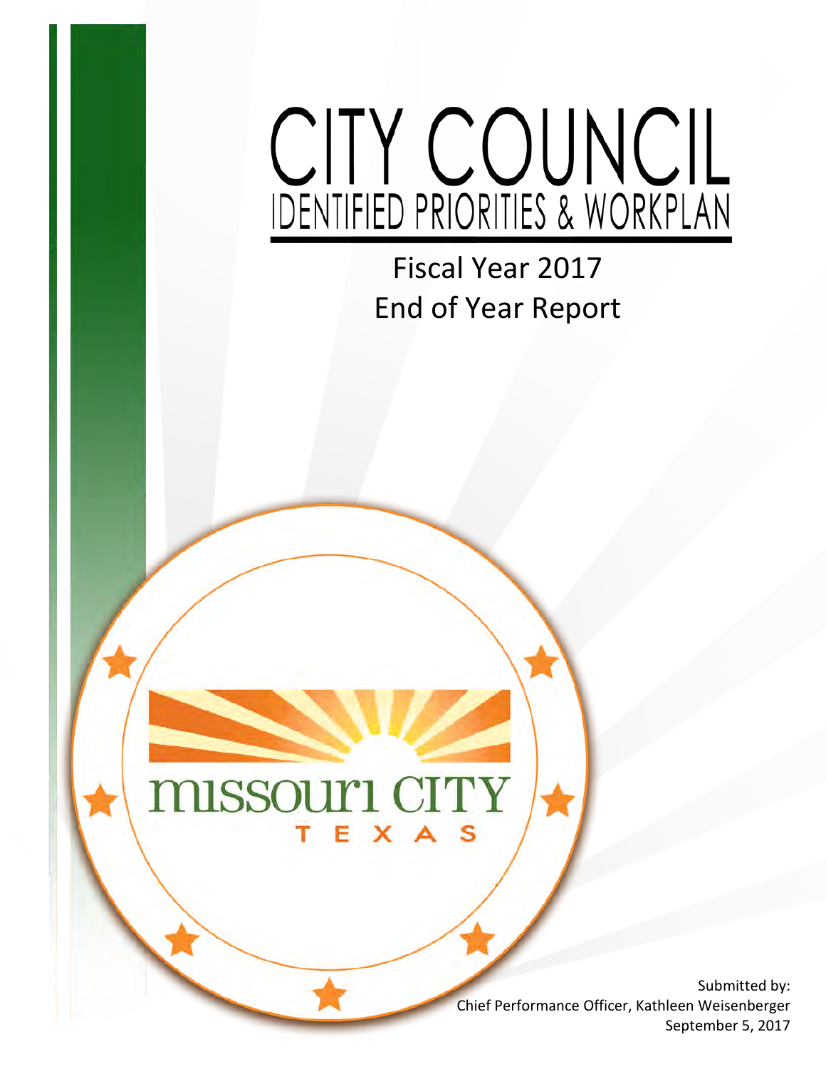# CITY COUNCIL

## IDENTIFIED PRIORITIES & WORKPLAN

Fiscal Year 2017

End of Year Report

missouri CITY

TEXAS

Submitted by:
Chief Performance Officer, Kathleen Weisenberger
September 5, 2017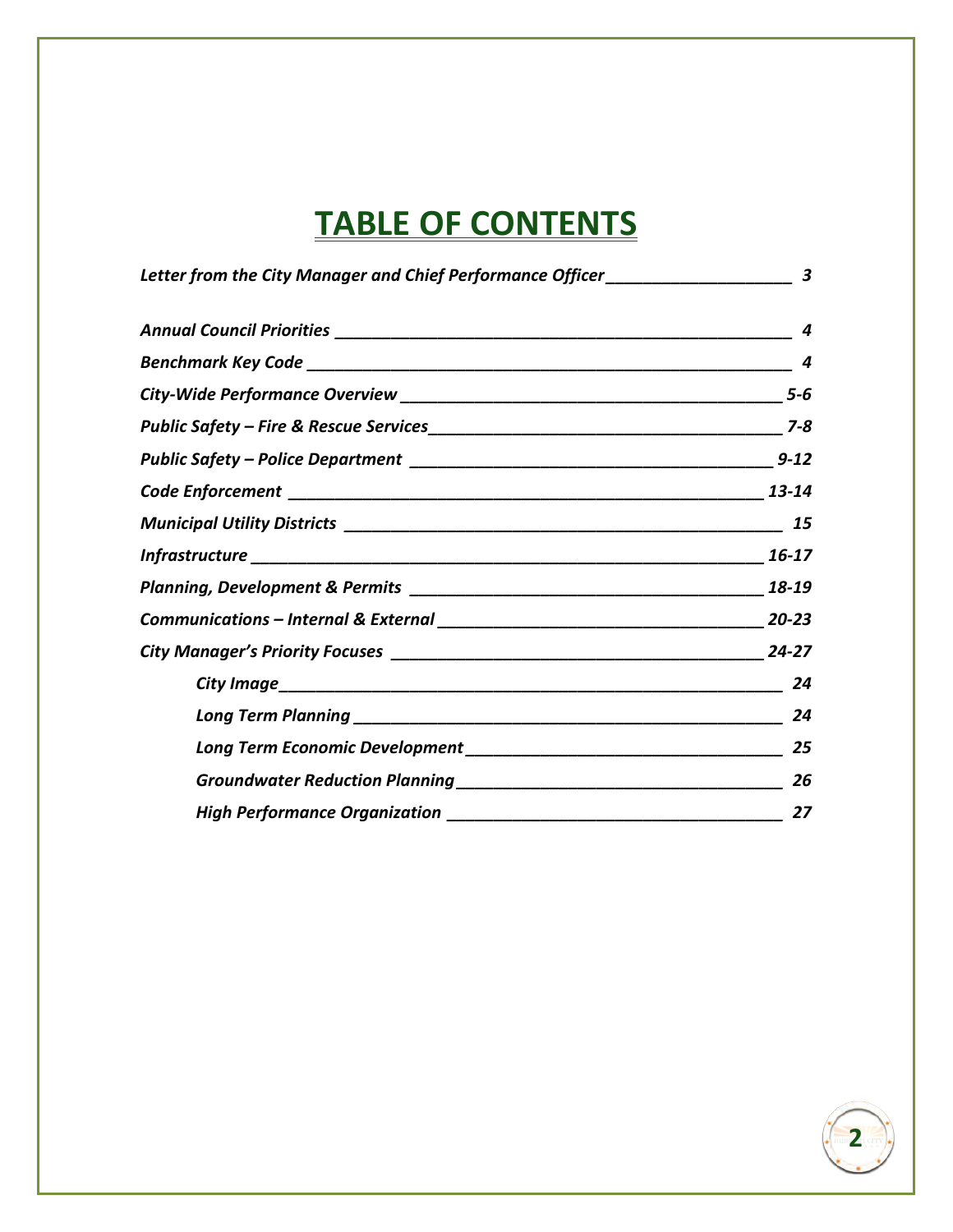# TABLE OF CONTENTS

| | |
|---|---|
| *Letter from the City Manager and Chief Performance Officer* | *3* |
| *Annual Council Priorities* | *4* |
| *Benchmark Key Code* | *4* |
| *City-Wide Performance Overview* | *5-6* |
| *Public Safety – Fire & Rescue Services* | *7-8* |
| *Public Safety – Police Department* | *9-12* |
| *Code Enforcement* | *13-14* |
| *Municipal Utility Districts* | *15* |
| *Infrastructure* | *16-17* |
| *Planning, Development & Permits* | *18-19* |
| *Communications – Internal & External* | *20-23* |
| *City Manager's Priority Focuses* | *24-27* |
| *City Image* | *24* |
| *Long Term Planning* | *24* |
| *Long Term Economic Development* | *25* |
| *Groundwater Reduction Planning* | *26* |
| *High Performance Organization* | *27* |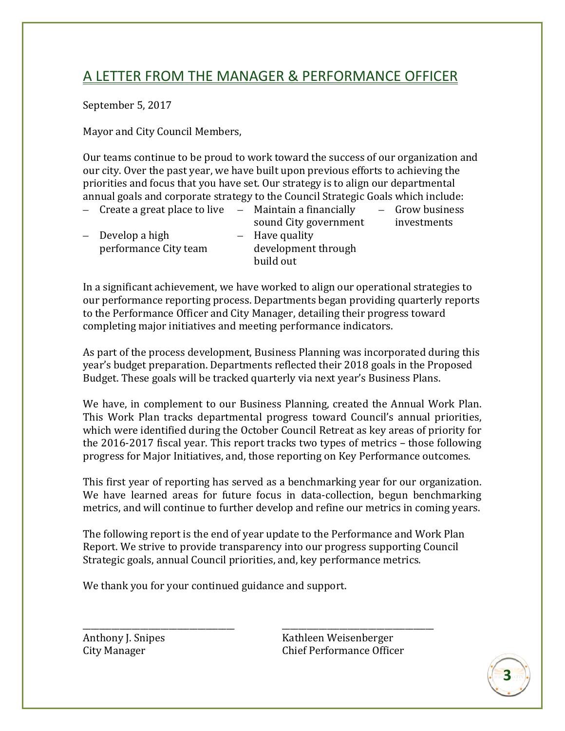## A LETTER FROM THE MANAGER & PERFORMANCE OFFICER

September 5, 2017

Mayor and City Council Members,

Our teams continue to be proud to work toward the success of our organization and our city. Over the past year, we have built upon previous efforts to achieving the priorities and focus that you have set. Our strategy is to align our departmental annual goals and corporate strategy to the Council Strategic Goals which include:

- Create a great place to live
- Develop a high performance City team
- Maintain a financially sound City government
- Have quality development through build out
- Grow business investments

In a significant achievement, we have worked to align our operational strategies to our performance reporting process. Departments began providing quarterly reports to the Performance Officer and City Manager, detailing their progress toward completing major initiatives and meeting performance indicators.

As part of the process development, Business Planning was incorporated during this year's budget preparation. Departments reflected their 2018 goals in the Proposed Budget. These goals will be tracked quarterly via next year's Business Plans.

We have, in complement to our Business Planning, created the Annual Work Plan. This Work Plan tracks departmental progress toward Council's annual priorities, which were identified during the October Council Retreat as key areas of priority for the 2016-2017 fiscal year. This report tracks two types of metrics – those following progress for Major Initiatives, and, those reporting on Key Performance outcomes.

This first year of reporting has served as a benchmarking year for our organization. We have learned areas for future focus in data-collection, begun benchmarking metrics, and will continue to further develop and refine our metrics in coming years.

The following report is the end of year update to the Performance and Work Plan Report. We strive to provide transparency into our progress supporting Council Strategic goals, annual Council priorities, and, key performance metrics.

We thank you for your continued guidance and support.

\_\_\_\_\_\_\_\_\_\_\_\_\_\_\_\_\_\_\_\_\_\_\_\_\_\_\_\_\_\_\_\_
Anthony J. Snipes
City Manager

\_\_\_\_\_\_\_\_\_\_\_\_\_\_\_\_\_\_\_\_\_\_\_\_\_\_\_\_\_\_\_\_
Kathleen Weisenberger
Chief Performance Officer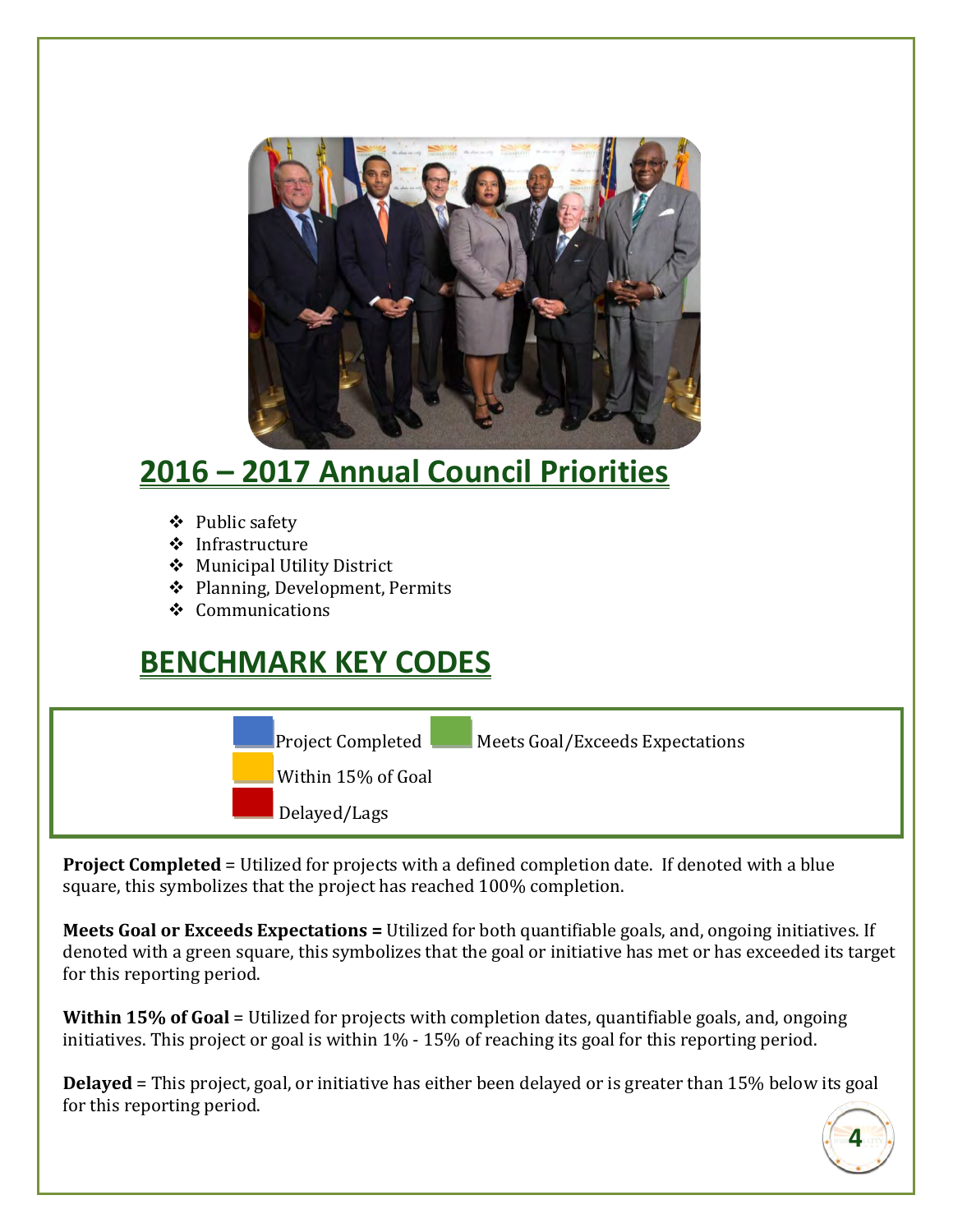## 2016 – 2017 Annual Council Priorities

- Public safety
- Infrastructure
- Municipal Utility District
- Planning, Development, Permits
- Communications

## BENCHMARK KEY CODES

Project Completed | Meets Goal/Exceeds Expectations

Within 15% of Goal

Delayed/Lags

**Project Completed** = Utilized for projects with a defined completion date. If denoted with a blue square, this symbolizes that the project has reached 100% completion.

**Meets Goal or Exceeds Expectations =** Utilized for both quantifiable goals, and, ongoing initiatives. If denoted with a green square, this symbolizes that the goal or initiative has met or has exceeded its target for this reporting period.

**Within 15% of Goal** = Utilized for projects with completion dates, quantifiable goals, and, ongoing initiatives. This project or goal is within 1% - 15% of reaching its goal for this reporting period.

**Delayed** = This project, goal, or initiative has either been delayed or is greater than 15% below its goal for this reporting period.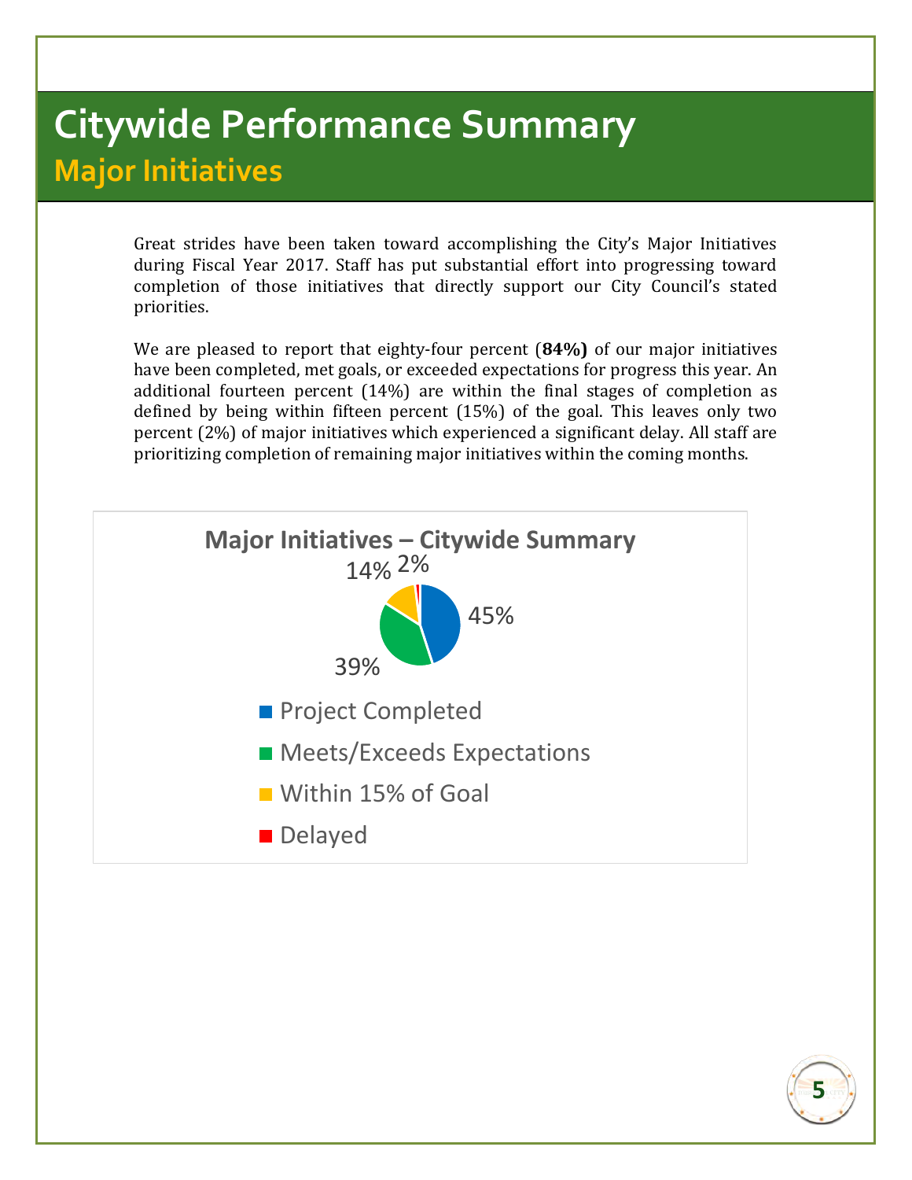# Citywide Performance Summary

## Major Initiatives

Great strides have been taken toward accomplishing the City's Major Initiatives during Fiscal Year 2017. Staff has put substantial effort into progressing toward completion of those initiatives that directly support our City Council's stated priorities.

We are pleased to report that eighty-four percent (**84%)** of our major initiatives have been completed, met goals, or exceeded expectations for progress this year. An additional fourteen percent (14%) are within the final stages of completion as defined by being within fifteen percent (15%) of the goal. This leaves only two percent (2%) of major initiatives which experienced a significant delay. All staff are prioritizing completion of remaining major initiatives within the coming months.

**Major Initiatives – Citywide Summary**

| Category | Percent |
| --- | --- |
| Project Completed | 45% |
| Meets/Exceeds Expectations | 39% |
| Within 15% of Goal | 14% |
| Delayed | 2% |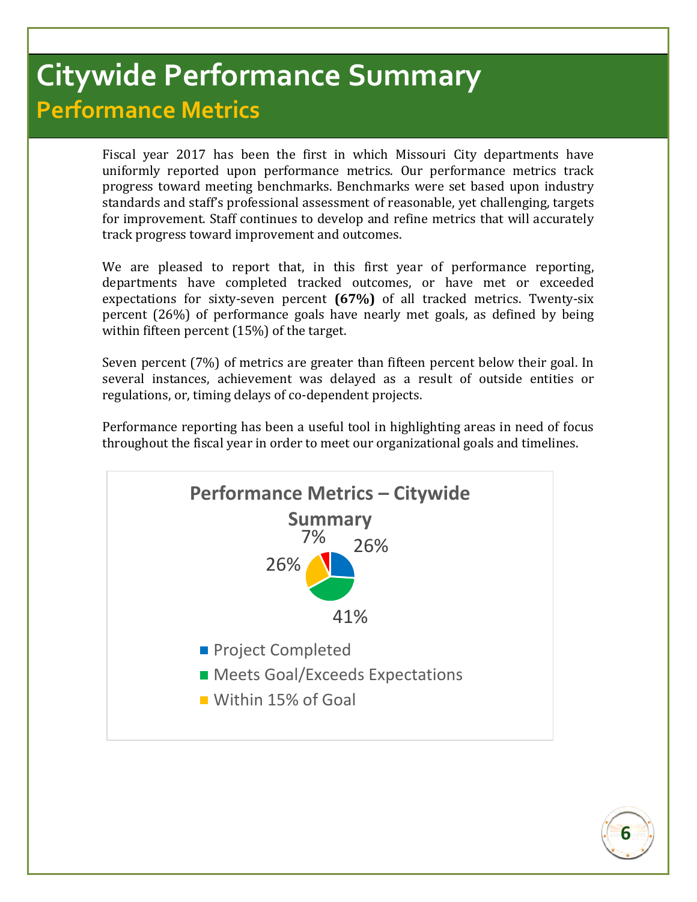# Citywide Performance Summary

## Performance Metrics

Fiscal year 2017 has been the first in which Missouri City departments have uniformly reported upon performance metrics. Our performance metrics track progress toward meeting benchmarks. Benchmarks were set based upon industry standards and staff's professional assessment of reasonable, yet challenging, targets for improvement. Staff continues to develop and refine metrics that will accurately track progress toward improvement and outcomes.

We are pleased to report that, in this first year of performance reporting, departments have completed tracked outcomes, or have met or exceeded expectations for sixty-seven percent **(67%)** of all tracked metrics. Twenty-six percent (26%) of performance goals have nearly met goals, as defined by being within fifteen percent (15%) of the target.

Seven percent (7%) of metrics are greater than fifteen percent below their goal. In several instances, achievement was delayed as a result of outside entities or regulations, or, timing delays of co-dependent projects.

Performance reporting has been a useful tool in highlighting areas in need of focus throughout the fiscal year in order to meet our organizational goals and timelines.

**Performance Metrics – Citywide Summary**

| Category | Percentage |
|---|---|
| Project Completed | 26% |
| Meets Goal/Exceeds Expectations | 41% |
| Within 15% of Goal | 26% |
| (unlabeled) | 7% |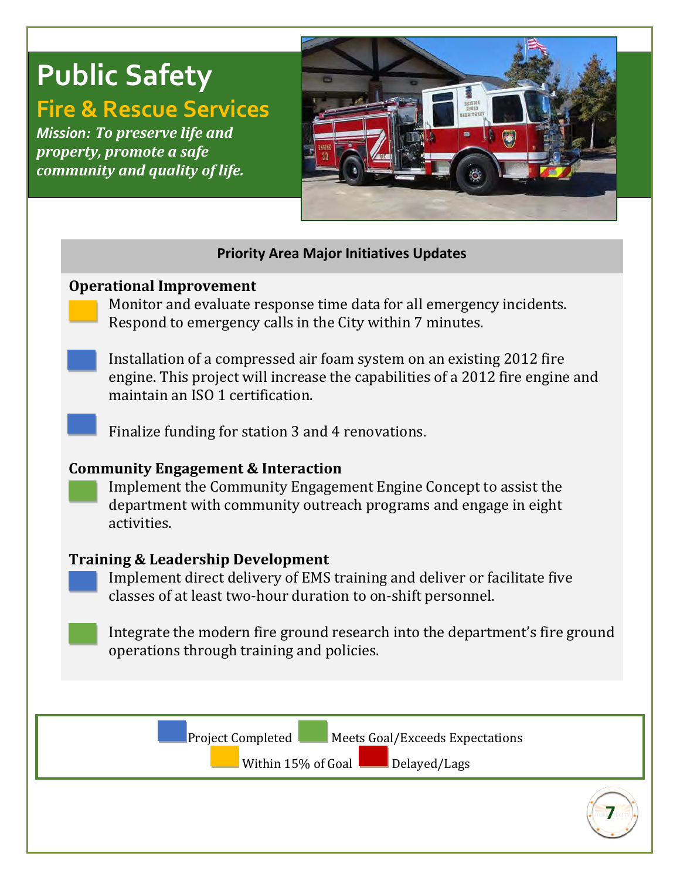# Public Safety

## Fire & Rescue Services

***Mission: To preserve life and property, promote a safe community and quality of life.***

**Priority Area Major Initiatives Updates**

### Operational Improvement

- (Within 15% of Goal) Monitor and evaluate response time data for all emergency incidents. Respond to emergency calls in the City within 7 minutes.
- (Project Completed) Installation of a compressed air foam system on an existing 2012 fire engine. This project will increase the capabilities of a 2012 fire engine and maintain an ISO 1 certification.
- (Project Completed) Finalize funding for station 3 and 4 renovations.

### Community Engagement & Interaction

- (Meets Goal/Exceeds Expectations) Implement the Community Engagement Engine Concept to assist the department with community outreach programs and engage in eight activities.

### Training & Leadership Development

- (Project Completed) Implement direct delivery of EMS training and deliver or facilitate five classes of at least two-hour duration to on-shift personnel.
- (Meets Goal/Exceeds Expectations) Integrate the modern fire ground research into the department's fire ground operations through training and policies.

Project Completed | Meets Goal/Exceeds Expectations | Within 15% of Goal | Delayed/Lags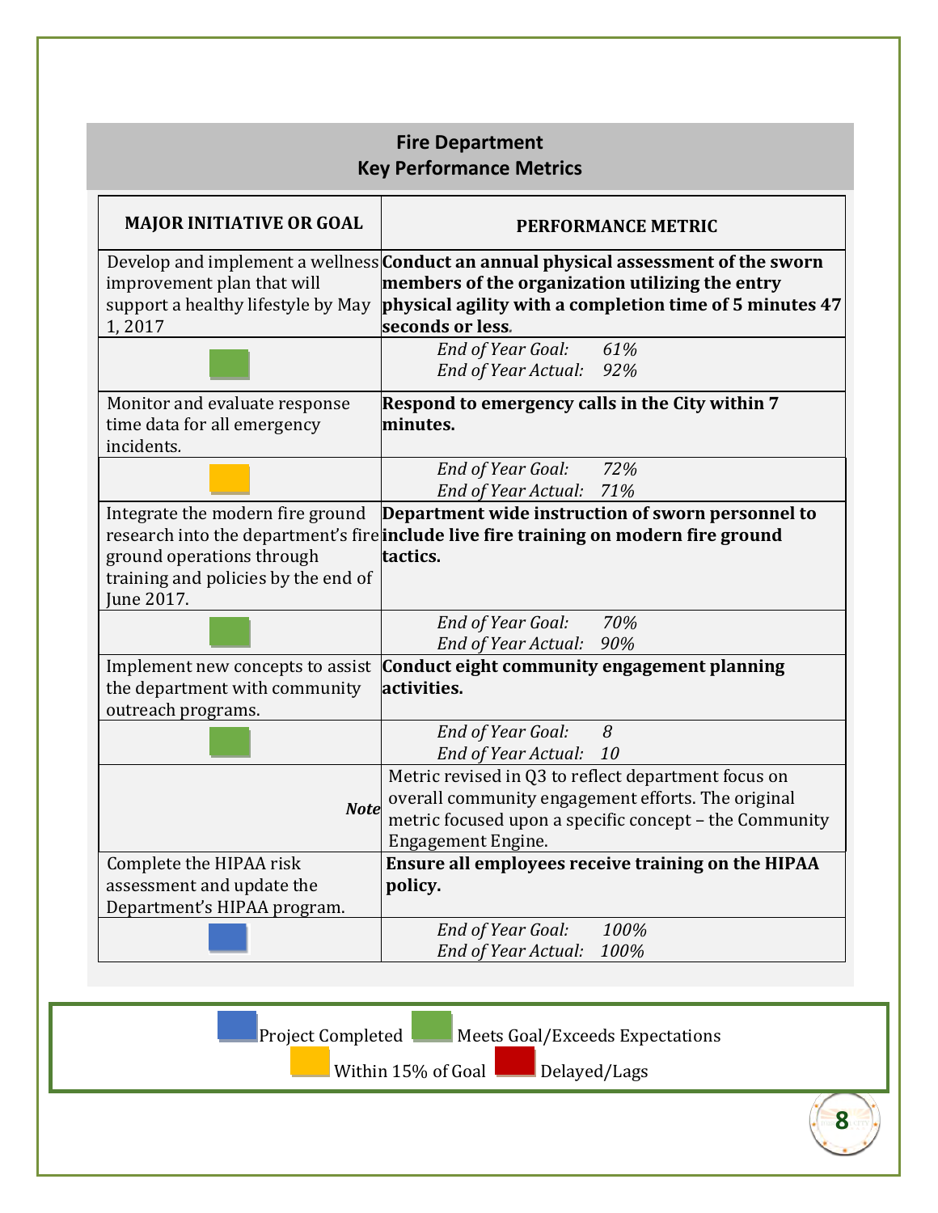## Fire Department
## Key Performance Metrics

| MAJOR INITIATIVE OR GOAL | PERFORMANCE METRIC |
|---|---|
| Develop and implement a wellness improvement plan that will support a healthy lifestyle by May 1, 2017 | **Conduct an annual physical assessment of the sworn members of the organization utilizing the entry physical agility with a completion time of 5 minutes 47 seconds or less.** |
| | *End of Year Goal:* 61%<br>*End of Year Actual:* 92% |
| Monitor and evaluate response time data for all emergency incidents. | **Respond to emergency calls in the City within 7 minutes.** |
| | *End of Year Goal:* 72%<br>*End of Year Actual:* 71% |
| Integrate the modern fire ground research into the department's fire ground operations through training and policies by the end of June 2017. | **Department wide instruction of sworn personnel to include live fire training on modern fire ground tactics.** |
| | *End of Year Goal:* 70%<br>*End of Year Actual:* 90% |
| Implement new concepts to assist the department with community outreach programs. | **Conduct eight community engagement planning activities.** |
| | *End of Year Goal:* 8<br>*End of Year Actual:* 10 |
| ***Note*** | Metric revised in Q3 to reflect department focus on overall community engagement efforts. The original metric focused upon a specific concept – the Community Engagement Engine. |
| Complete the HIPAA risk assessment and update the Department's HIPAA program. | **Ensure all employees receive training on the HIPAA policy.** |
| | *End of Year Goal:* 100%<br>*End of Year Actual:* 100% |

Legend: Project Completed · Meets Goal/Exceeds Expectations · Within 15% of Goal · Delayed/Lags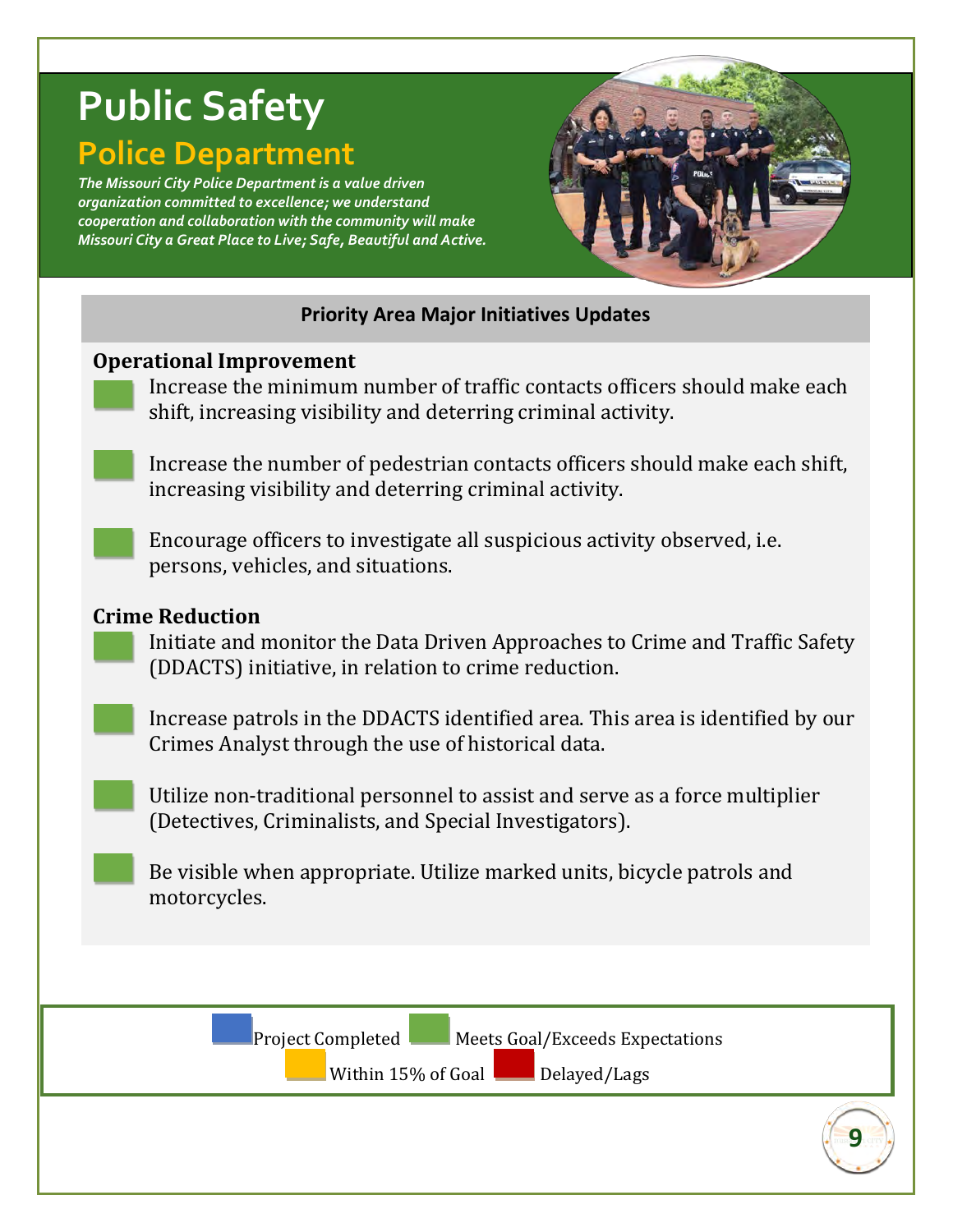# Public Safety

## Police Department

*The Missouri City Police Department is a value driven organization committed to excellence; we understand cooperation and collaboration with the community will make Missouri City a Great Place to Live; Safe, Beautiful and Active.*

### Priority Area Major Initiatives Updates

**Operational Improvement**

- Increase the minimum number of traffic contacts officers should make each shift, increasing visibility and deterring criminal activity.
- Increase the number of pedestrian contacts officers should make each shift, increasing visibility and deterring criminal activity.
- Encourage officers to investigate all suspicious activity observed, i.e. persons, vehicles, and situations.

**Crime Reduction**

- Initiate and monitor the Data Driven Approaches to Crime and Traffic Safety (DDACTS) initiative, in relation to crime reduction.
- Increase patrols in the DDACTS identified area. This area is identified by our Crimes Analyst through the use of historical data.
- Utilize non-traditional personnel to assist and serve as a force multiplier (Detectives, Criminalists, and Special Investigators).
- Be visible when appropriate. Utilize marked units, bicycle patrols and motorcycles.

Project Completed | Meets Goal/Exceeds Expectations | Within 15% of Goal | Delayed/Lags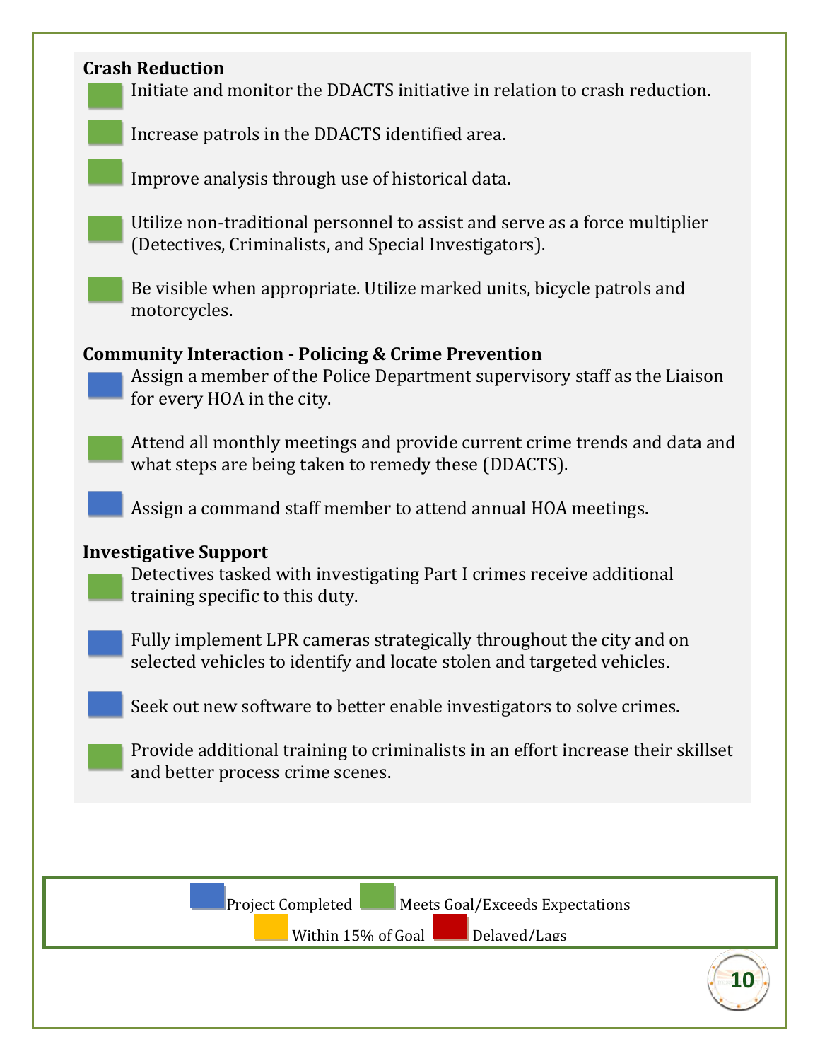**Crash Reduction**

- Initiate and monitor the DDACTS initiative in relation to crash reduction.
- Increase patrols in the DDACTS identified area.
- Improve analysis through use of historical data.
- Utilize non-traditional personnel to assist and serve as a force multiplier (Detectives, Criminalists, and Special Investigators).
- Be visible when appropriate. Utilize marked units, bicycle patrols and motorcycles.

**Community Interaction - Policing & Crime Prevention**

- Assign a member of the Police Department supervisory staff as the Liaison for every HOA in the city.
- Attend all monthly meetings and provide current crime trends and data and what steps are being taken to remedy these (DDACTS).
- Assign a command staff member to attend annual HOA meetings.

**Investigative Support**

- Detectives tasked with investigating Part I crimes receive additional training specific to this duty.
- Fully implement LPR cameras strategically throughout the city and on selected vehicles to identify and locate stolen and targeted vehicles.
- Seek out new software to better enable investigators to solve crimes.
- Provide additional training to criminalists in an effort increase their skillset and better process crime scenes.

Project Completed | Meets Goal/Exceeds Expectations | Within 15% of Goal | Delayed/Lags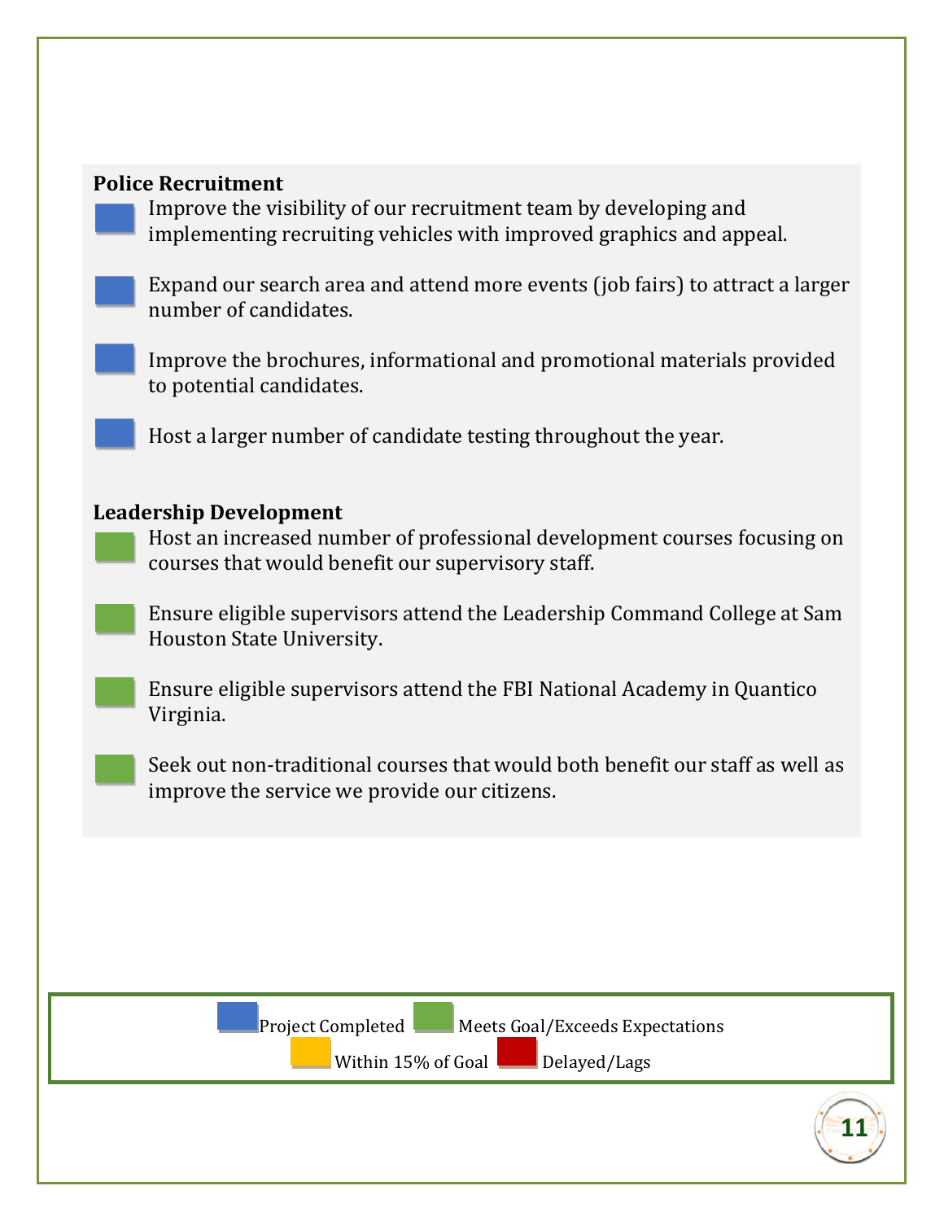**Police Recruitment**

- Improve the visibility of our recruitment team by developing and implementing recruiting vehicles with improved graphics and appeal.
- Expand our search area and attend more events (job fairs) to attract a larger number of candidates.
- Improve the brochures, informational and promotional materials provided to potential candidates.
- Host a larger number of candidate testing throughout the year.

**Leadership Development**

- Host an increased number of professional development courses focusing on courses that would benefit our supervisory staff.
- Ensure eligible supervisors attend the Leadership Command College at Sam Houston State University.
- Ensure eligible supervisors attend the FBI National Academy in Quantico Virginia.
- Seek out non-traditional courses that would both benefit our staff as well as improve the service we provide our citizens.

Project Completed | Meets Goal/Exceeds Expectations | Within 15% of Goal | Delayed/Lags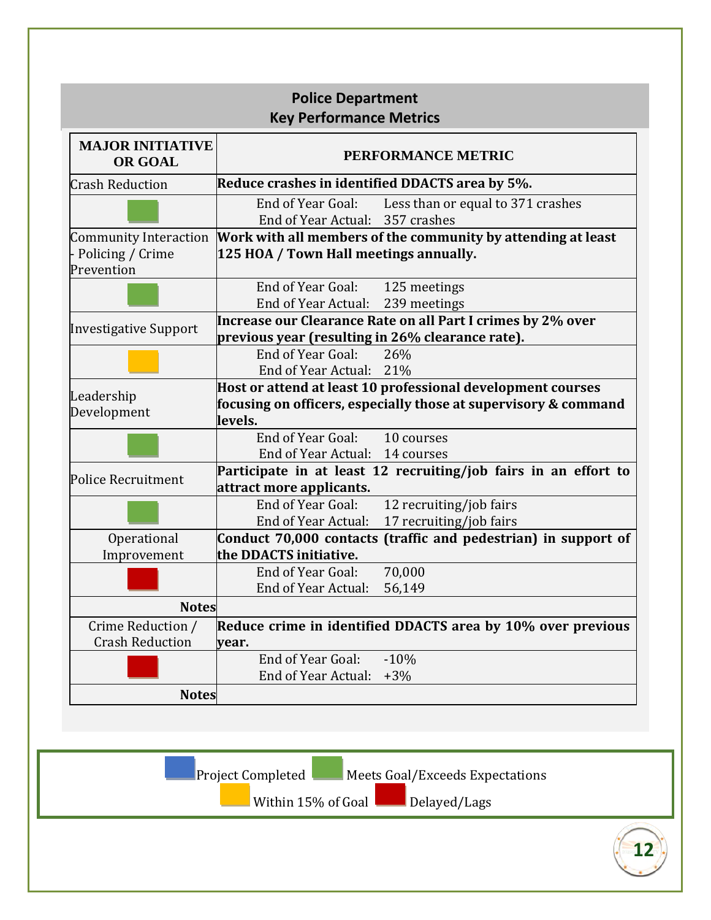## Police Department
## Key Performance Metrics

| MAJOR INITIATIVE OR GOAL | PERFORMANCE METRIC |
|---|---|
| Crash Reduction | **Reduce crashes in identified DDACTS area by 5%.** |
| Meets Goal/Exceeds Expectations | End of Year Goal: Less than or equal to 371 crashes<br>End of Year Actual: 357 crashes |
| Community Interaction - Policing / Crime Prevention | **Work with all members of the community by attending at least 125 HOA / Town Hall meetings annually.** |
| Meets Goal/Exceeds Expectations | End of Year Goal: 125 meetings<br>End of Year Actual: 239 meetings |
| Investigative Support | **Increase our Clearance Rate on all Part I crimes by 2% over previous year (resulting in 26% clearance rate).** |
| Within 15% of Goal | End of Year Goal: 26%<br>End of Year Actual: 21% |
| Leadership Development | **Host or attend at least 10 professional development courses focusing on officers, especially those at supervisory & command levels.** |
| Meets Goal/Exceeds Expectations | End of Year Goal: 10 courses<br>End of Year Actual: 14 courses |
| Police Recruitment | **Participate in at least 12 recruiting/job fairs in an effort to attract more applicants.** |
| Meets Goal/Exceeds Expectations | End of Year Goal: 12 recruiting/job fairs<br>End of Year Actual: 17 recruiting/job fairs |
| Operational Improvement | **Conduct 70,000 contacts (traffic and pedestrian) in support of the DDACTS initiative.** |
| Delayed/Lags | End of Year Goal: 70,000<br>End of Year Actual: 56,149 |
| **Notes** | |
| Crime Reduction / Crash Reduction | **Reduce crime in identified DDACTS area by 10% over previous year.** |
| Delayed/Lags | End of Year Goal: -10%<br>End of Year Actual: +3% |
| **Notes** | |

Legend: Project Completed (blue) | Meets Goal/Exceeds Expectations (green) | Within 15% of Goal (yellow) | Delayed/Lags (red)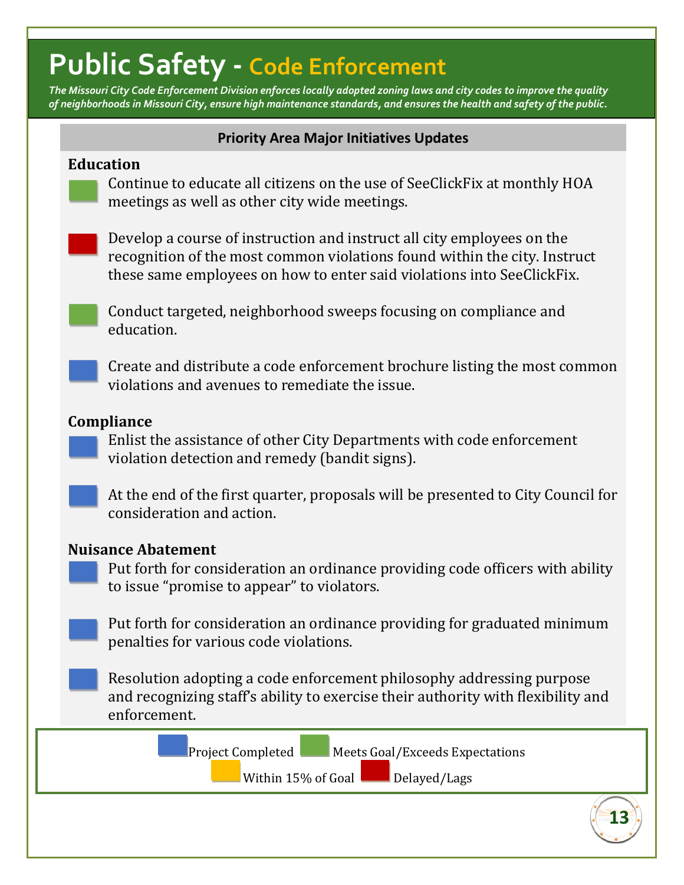# Public Safety - Code Enforcement

*The Missouri City Code Enforcement Division enforces locally adopted zoning laws and city codes to improve the quality of neighborhoods in Missouri City, ensure high maintenance standards, and ensures the health and safety of the public.*

## Priority Area Major Initiatives Updates

### Education

- (Meets Goal/Exceeds Expectations) Continue to educate all citizens on the use of SeeClickFix at monthly HOA meetings as well as other city wide meetings.
- (Delayed/Lags) Develop a course of instruction and instruct all city employees on the recognition of the most common violations found within the city. Instruct these same employees on how to enter said violations into SeeClickFix.
- (Meets Goal/Exceeds Expectations) Conduct targeted, neighborhood sweeps focusing on compliance and education.
- (Project Completed) Create and distribute a code enforcement brochure listing the most common violations and avenues to remediate the issue.

### Compliance

- (Project Completed) Enlist the assistance of other City Departments with code enforcement violation detection and remedy (bandit signs).
- (Project Completed) At the end of the first quarter, proposals will be presented to City Council for consideration and action.

### Nuisance Abatement

- (Project Completed) Put forth for consideration an ordinance providing code officers with ability to issue "promise to appear" to violators.
- (Project Completed) Put forth for consideration an ordinance providing for graduated minimum penalties for various code violations.
- (Project Completed) Resolution adopting a code enforcement philosophy addressing purpose and recognizing staff's ability to exercise their authority with flexibility and enforcement.

Legend: Project Completed (blue) | Meets Goal/Exceeds Expectations (green) | Within 15% of Goal (yellow) | Delayed/Lags (red)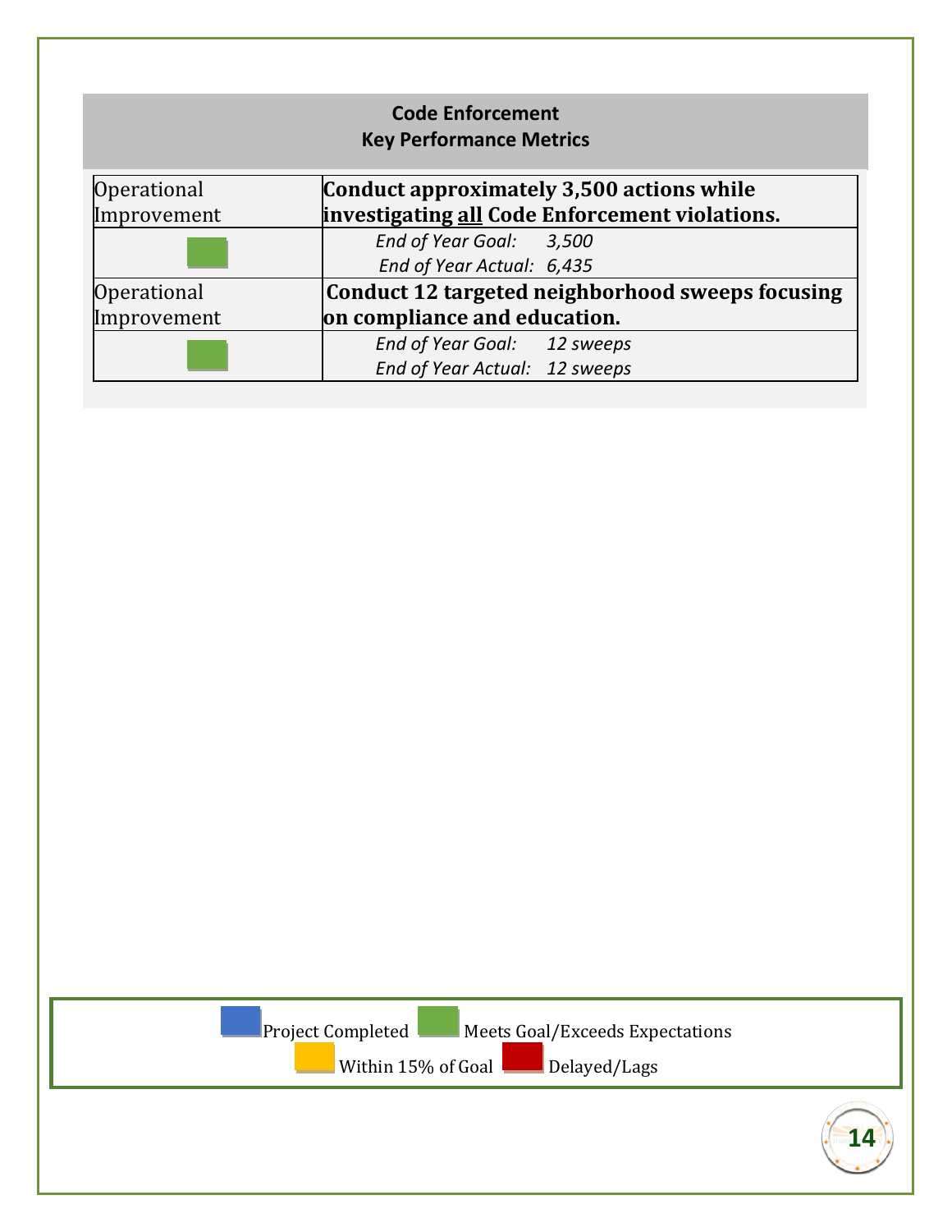## Code Enforcement
## Key Performance Metrics

| Operational Improvement | **Conduct approximately 3,500 actions while investigating <u>all</u> Code Enforcement violations.** |
|---|---|
| (Green: Meets Goal/Exceeds Expectations) | *End of Year Goal:* *3,500*<br>*End of Year Actual:* *6,435* |
| Operational Improvement | **Conduct 12 targeted neighborhood sweeps focusing on compliance and education.** |
| (Green: Meets Goal/Exceeds Expectations) | *End of Year Goal:* *12 sweeps*<br>*End of Year Actual:* *12 sweeps* |

Project Completed (Blue) | Meets Goal/Exceeds Expectations (Green)

Within 15% of Goal (Yellow) | Delayed/Lags (Red)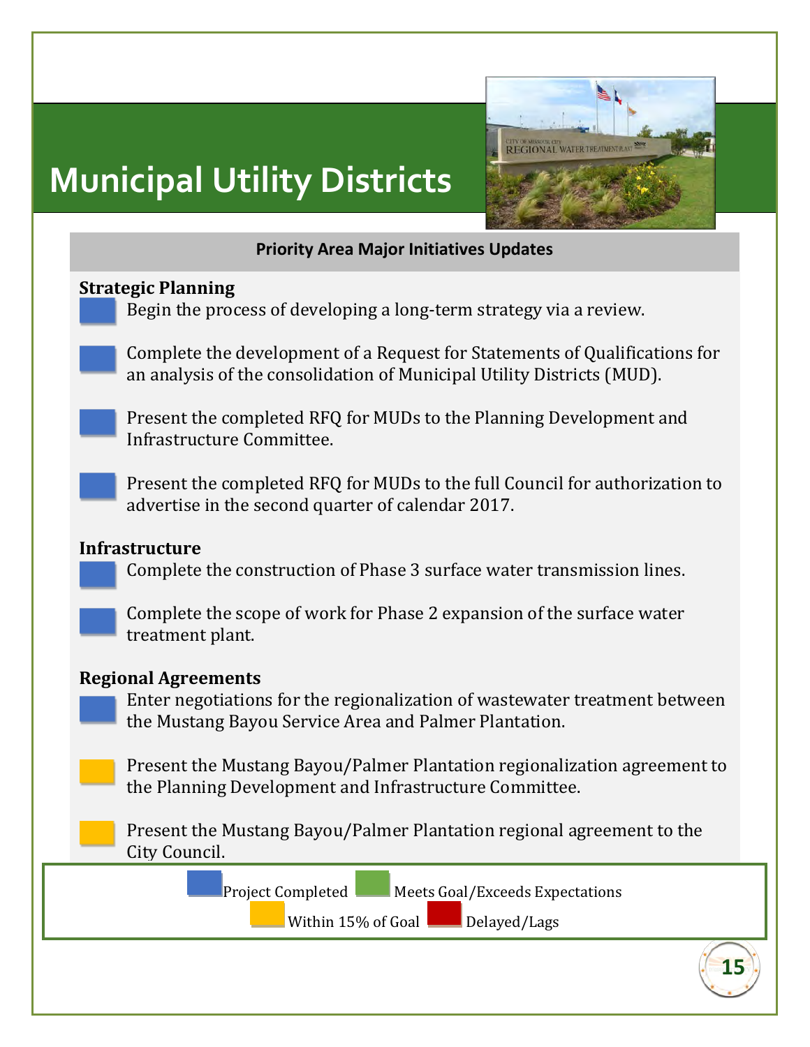# Municipal Utility Districts

## Priority Area Major Initiatives Updates

### Strategic Planning

- Begin the process of developing a long-term strategy via a review.
- Complete the development of a Request for Statements of Qualifications for an analysis of the consolidation of Municipal Utility Districts (MUD).
- Present the completed RFQ for MUDs to the Planning Development and Infrastructure Committee.
- Present the completed RFQ for MUDs to the full Council for authorization to advertise in the second quarter of calendar 2017.

### Infrastructure

- Complete the construction of Phase 3 surface water transmission lines.
- Complete the scope of work for Phase 2 expansion of the surface water treatment plant.

### Regional Agreements

- Enter negotiations for the regionalization of wastewater treatment between the Mustang Bayou Service Area and Palmer Plantation.
- Present the Mustang Bayou/Palmer Plantation regionalization agreement to the Planning Development and Infrastructure Committee.
- Present the Mustang Bayou/Palmer Plantation regional agreement to the City Council.

Project Completed | Meets Goal/Exceeds Expectations | Within 15% of Goal | Delayed/Lags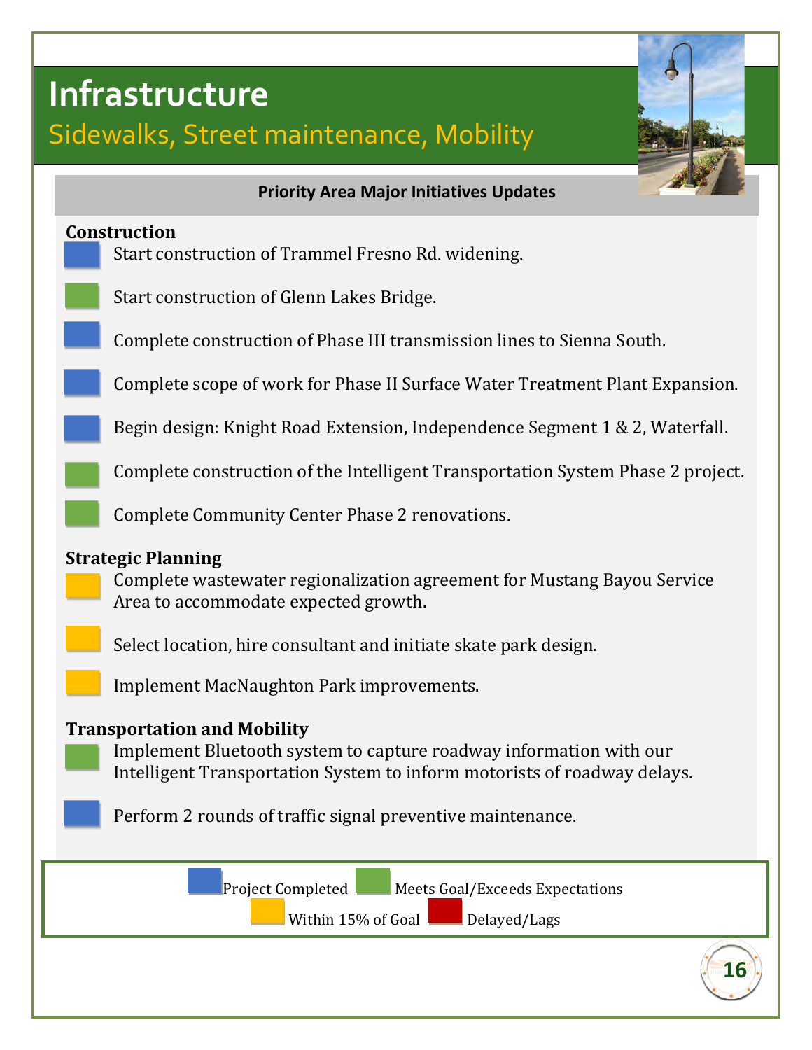# Infrastructure

## Sidewalks, Street maintenance, Mobility

**Priority Area Major Initiatives Updates**

### Construction

- [Project Completed] Start construction of Trammel Fresno Rd. widening.
- [Meets Goal/Exceeds Expectations] Start construction of Glenn Lakes Bridge.
- [Project Completed] Complete construction of Phase III transmission lines to Sienna South.
- [Project Completed] Complete scope of work for Phase II Surface Water Treatment Plant Expansion.
- [Project Completed] Begin design: Knight Road Extension, Independence Segment 1 & 2, Waterfall.
- [Meets Goal/Exceeds Expectations] Complete construction of the Intelligent Transportation System Phase 2 project.
- [Meets Goal/Exceeds Expectations] Complete Community Center Phase 2 renovations.

### Strategic Planning

- [Within 15% of Goal] Complete wastewater regionalization agreement for Mustang Bayou Service Area to accommodate expected growth.
- [Within 15% of Goal] Select location, hire consultant and initiate skate park design.
- [Within 15% of Goal] Implement MacNaughton Park improvements.

### Transportation and Mobility

- [Meets Goal/Exceeds Expectations] Implement Bluetooth system to capture roadway information with our Intelligent Transportation System to inform motorists of roadway delays.
- [Project Completed] Perform 2 rounds of traffic signal preventive maintenance.

Legend: Project Completed (blue) | Meets Goal/Exceeds Expectations (green) | Within 15% of Goal (yellow) | Delayed/Lags (red)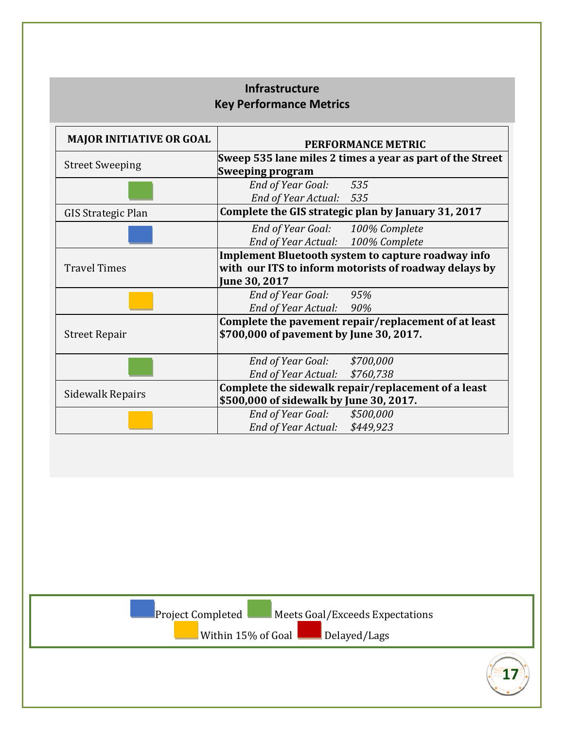## Infrastructure
## Key Performance Metrics

| MAJOR INITIATIVE OR GOAL | PERFORMANCE METRIC |
|---|---|
| Street Sweeping | **Sweep 535 lane miles 2 times a year as part of the Street Sweeping program** |
| Meets Goal/Exceeds Expectations | *End of Year Goal:* 535<br>*End of Year Actual:* 535 |
| GIS Strategic Plan | **Complete the GIS strategic plan by January 31, 2017** |
| Project Completed | *End of Year Goal:* 100% Complete<br>*End of Year Actual:* 100% Complete |
| Travel Times | **Implement Bluetooth system to capture roadway info with our ITS to inform motorists of roadway delays by June 30, 2017** |
| Within 15% of Goal | *End of Year Goal:* 95%<br>*End of Year Actual:* 90% |
| Street Repair | **Complete the pavement repair/replacement of at least $700,000 of pavement by June 30, 2017.** |
| Meets Goal/Exceeds Expectations | *End of Year Goal:* $700,000<br>*End of Year Actual:* $760,738 |
| Sidewalk Repairs | **Complete the sidewalk repair/replacement of a least $500,000 of sidewalk by June 30, 2017.** |
| Within 15% of Goal | *End of Year Goal:* $500,000<br>*End of Year Actual:* $449,923 |

Project Completed | Meets Goal/Exceeds Expectations | Within 15% of Goal | Delayed/Lags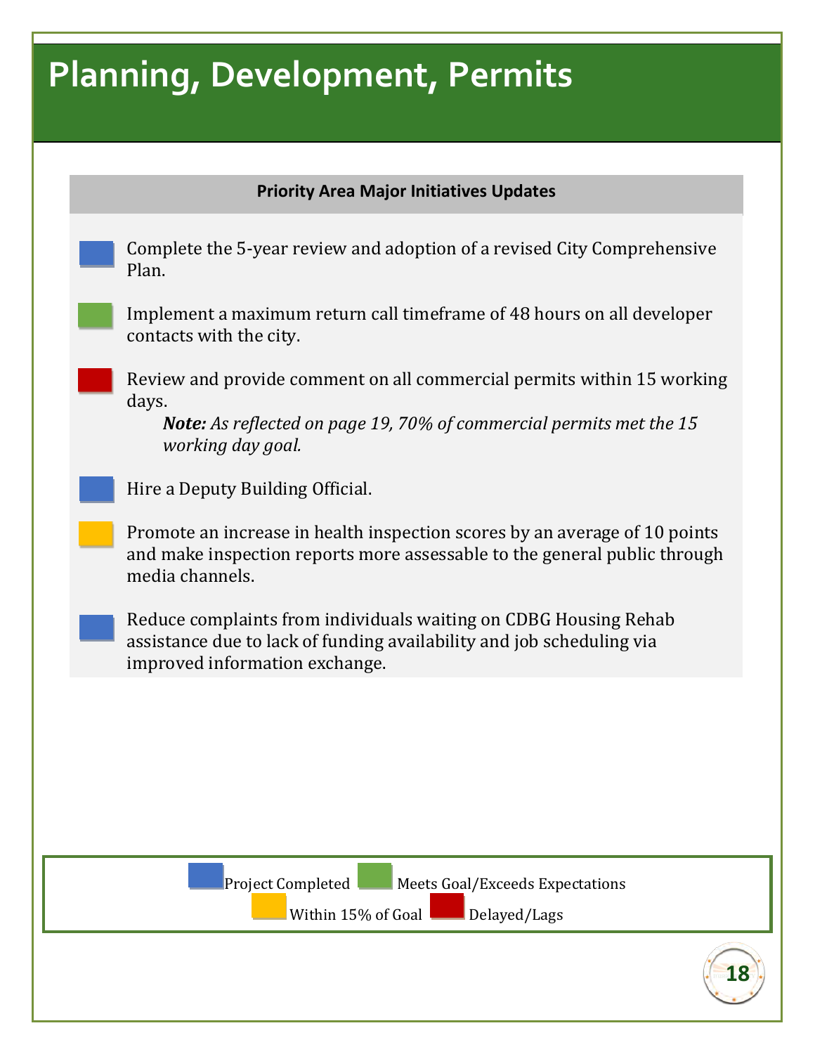# Planning, Development, Permits

**Priority Area Major Initiatives Updates**

- [Project Completed] Complete the 5-year review and adoption of a revised City Comprehensive Plan.
- [Meets Goal/Exceeds Expectations] Implement a maximum return call timeframe of 48 hours on all developer contacts with the city.
- [Delayed/Lags] Review and provide comment on all commercial permits within 15 working days.
  
  ***Note:*** *As reflected on page 19, 70% of commercial permits met the 15 working day goal.*
- [Project Completed] Hire a Deputy Building Official.
- [Within 15% of Goal] Promote an increase in health inspection scores by an average of 10 points and make inspection reports more assessable to the general public through media channels.
- [Project Completed] Reduce complaints from individuals waiting on CDBG Housing Rehab assistance due to lack of funding availability and job scheduling via improved information exchange.

Project Completed | Meets Goal/Exceeds Expectations | Within 15% of Goal | Delayed/Lags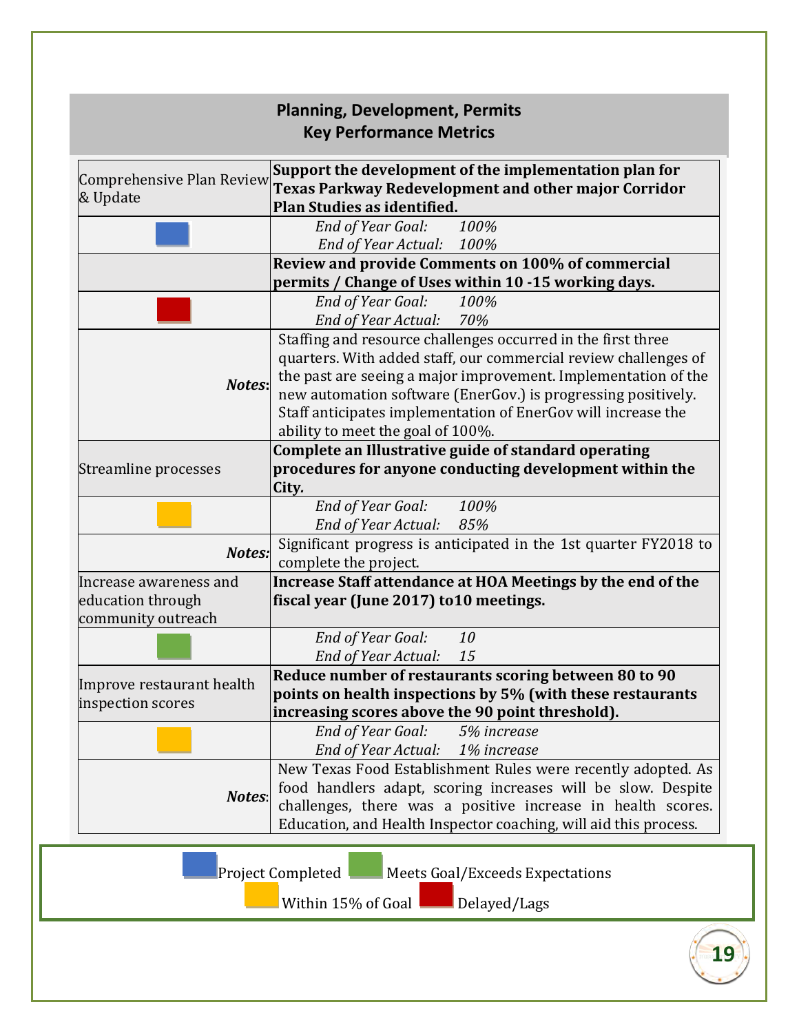## Planning, Development, Permits
## Key Performance Metrics

| | |
|---|---|
| Comprehensive Plan Review & Update | **Support the development of the implementation plan for Texas Parkway Redevelopment and other major Corridor Plan Studies as identified.** |
| | *End of Year Goal: 100%*<br>*End of Year Actual: 100%* |
| | **Review and provide Comments on 100% of commercial permits / Change of Uses within 10 -15 working days.** |
| | *End of Year Goal: 100%*<br>*End of Year Actual: 70%* |
| ***Notes*:** | Staffing and resource challenges occurred in the first three quarters. With added staff, our commercial review challenges of the past are seeing a major improvement. Implementation of the new automation software (EnerGov.) is progressing positively. Staff anticipates implementation of EnerGov will increase the ability to meet the goal of 100%. |
| Streamline processes | **Complete an Illustrative guide of standard operating procedures for anyone conducting development within the City.** |
| | *End of Year Goal: 100%*<br>*End of Year Actual: 85%* |
| ***Notes:*** | Significant progress is anticipated in the 1st quarter FY2018 to complete the project. |
| Increase awareness and education through community outreach | **Increase Staff attendance at HOA Meetings by the end of the fiscal year (June 2017) to10 meetings.** |
| | *End of Year Goal: 10*<br>*End of Year Actual: 15* |
| Improve restaurant health inspection scores | **Reduce number of restaurants scoring between 80 to 90 points on health inspections by 5% (with these restaurants increasing scores above the 90 point threshold).** |
| | *End of Year Goal: 5% increase*<br>*End of Year Actual: 1% increase* |
| ***Notes*:** | New Texas Food Establishment Rules were recently adopted. As food handlers adapt, scoring increases will be slow. Despite challenges, there was a positive increase in health scores. Education, and Health Inspector coaching, will aid this process. |

Project Completed | Meets Goal/Exceeds Expectations | Within 15% of Goal | Delayed/Lags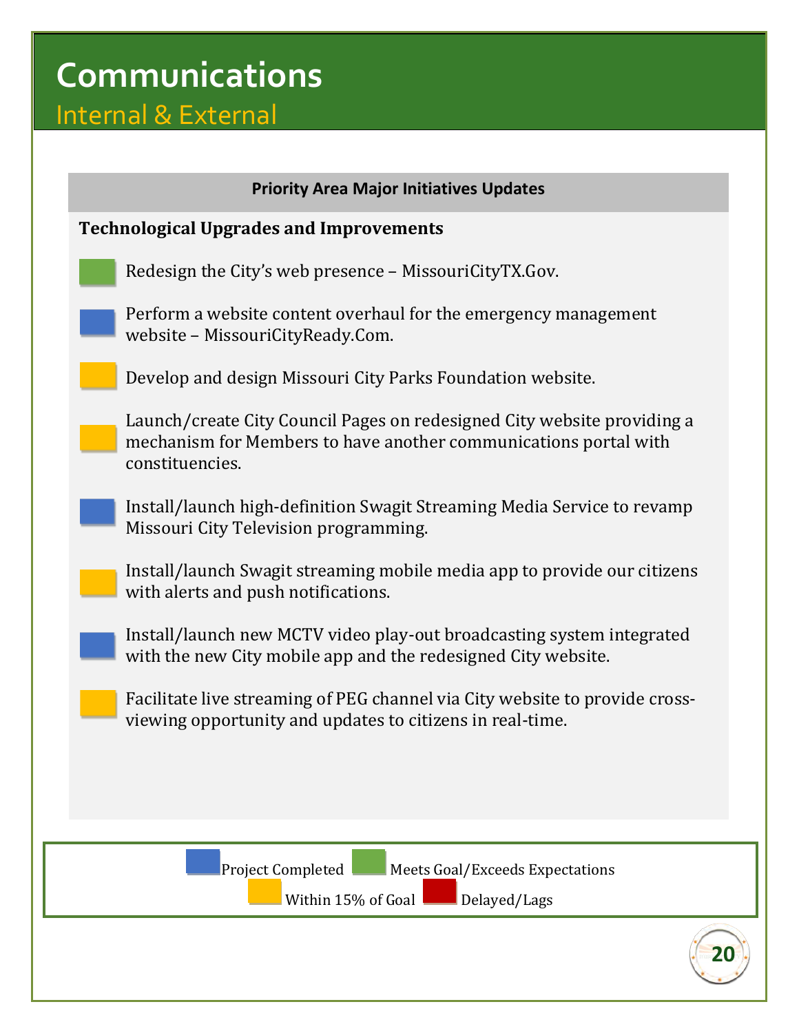# Communications

## Internal & External

**Priority Area Major Initiatives Updates**

**Technological Upgrades and Improvements**

- (Green) Redesign the City's web presence – MissouriCityTX.Gov.
- (Blue) Perform a website content overhaul for the emergency management website – MissouriCityReady.Com.
- (Yellow) Develop and design Missouri City Parks Foundation website.
- (Yellow) Launch/create City Council Pages on redesigned City website providing a mechanism for Members to have another communications portal with constituencies.
- (Blue) Install/launch high-definition Swagit Streaming Media Service to revamp Missouri City Television programming.
- (Yellow) Install/launch Swagit streaming mobile media app to provide our citizens with alerts and push notifications.
- (Blue) Install/launch new MCTV video play-out broadcasting system integrated with the new City mobile app and the redesigned City website.
- (Yellow) Facilitate live streaming of PEG channel via City website to provide cross-viewing opportunity and updates to citizens in real-time.

Legend: Blue – Project Completed; Green – Meets Goal/Exceeds Expectations; Yellow – Within 15% of Goal; Red – Delayed/Lags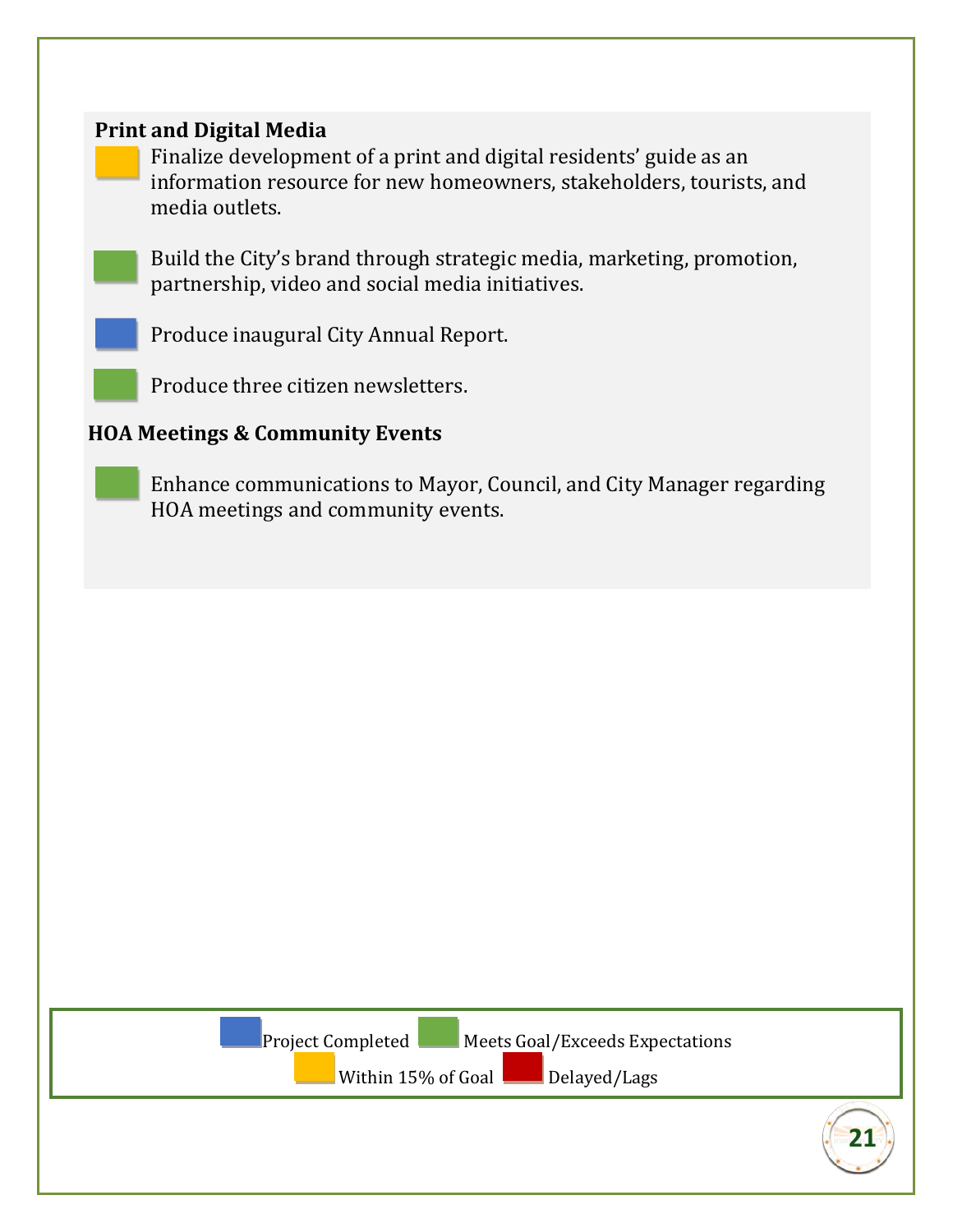**Print and Digital Media**

- Finalize development of a print and digital residents' guide as an information resource for new homeowners, stakeholders, tourists, and media outlets.
- Build the City's brand through strategic media, marketing, promotion, partnership, video and social media initiatives.
- Produce inaugural City Annual Report.
- Produce three citizen newsletters.

**HOA Meetings & Community Events**

- Enhance communications to Mayor, Council, and City Manager regarding HOA meetings and community events.

Project Completed | Meets Goal/Exceeds Expectations | Within 15% of Goal | Delayed/Lags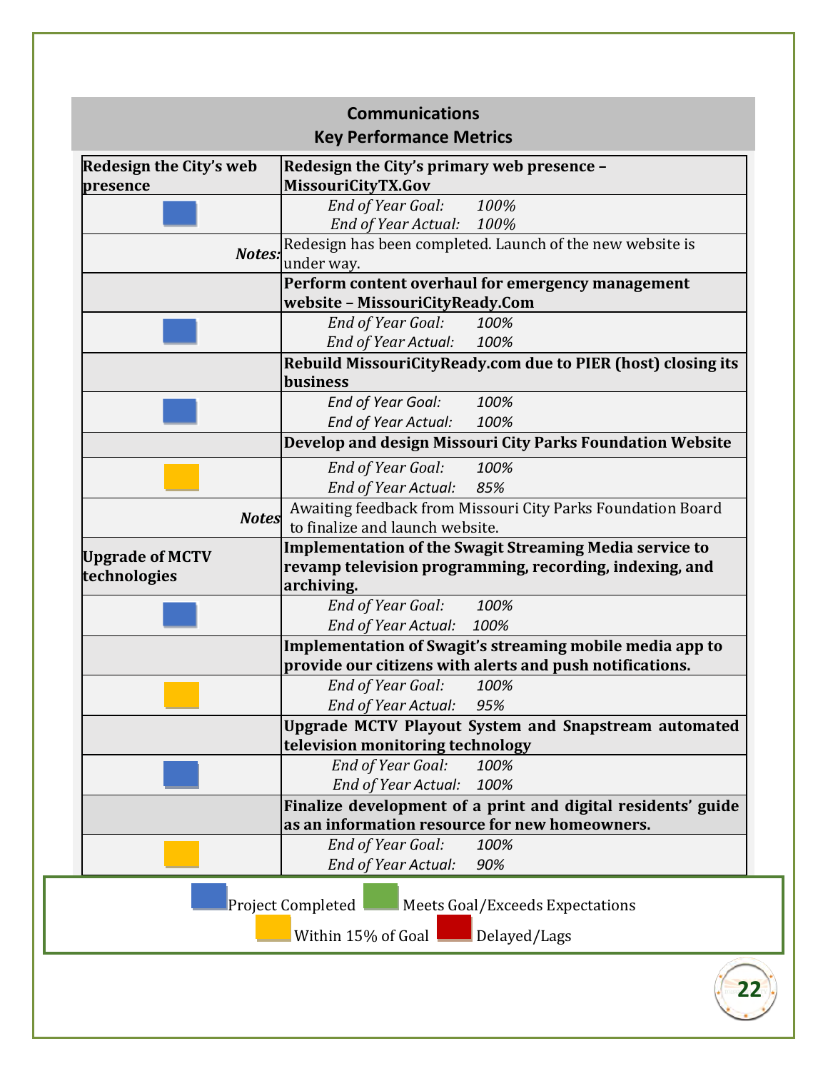## Communications
## Key Performance Metrics

| Redesign the City's web presence | Redesign the City's primary web presence – MissouriCityTX.Gov |
|---|---|
| Project Completed | *End of Year Goal: 100%*<br>*End of Year Actual: 100%* |
| ***Notes:*** | Redesign has been completed. Launch of the new website is under way. |
| | **Perform content overhaul for emergency management website – MissouriCityReady.Com** |
| Project Completed | *End of Year Goal: 100%*<br>*End of Year Actual: 100%* |
| | **Rebuild MissouriCityReady.com due to PIER (host) closing its business** |
| Project Completed | *End of Year Goal: 100%*<br>*End of Year Actual: 100%* |
| | **Develop and design Missouri City Parks Foundation Website** |
| Within 15% of Goal | *End of Year Goal: 100%*<br>*End of Year Actual: 85%* |
| ***Notes*** | Awaiting feedback from Missouri City Parks Foundation Board to finalize and launch website. |
| **Upgrade of MCTV technologies** | **Implementation of the Swagit Streaming Media service to revamp television programming, recording, indexing, and archiving.** |
| Project Completed | *End of Year Goal: 100%*<br>*End of Year Actual: 100%* |
| | **Implementation of Swagit's streaming mobile media app to provide our citizens with alerts and push notifications.** |
| Within 15% of Goal | *End of Year Goal: 100%*<br>*End of Year Actual: 95%* |
| | **Upgrade MCTV Playout System and Snapstream automated television monitoring technology** |
| Project Completed | *End of Year Goal: 100%*<br>*End of Year Actual: 100%* |
| | **Finalize development of a print and digital residents' guide as an information resource for new homeowners.** |
| Within 15% of Goal | *End of Year Goal: 100%*<br>*End of Year Actual: 90%* |

Legend: Project Completed | Meets Goal/Exceeds Expectations | Within 15% of Goal | Delayed/Lags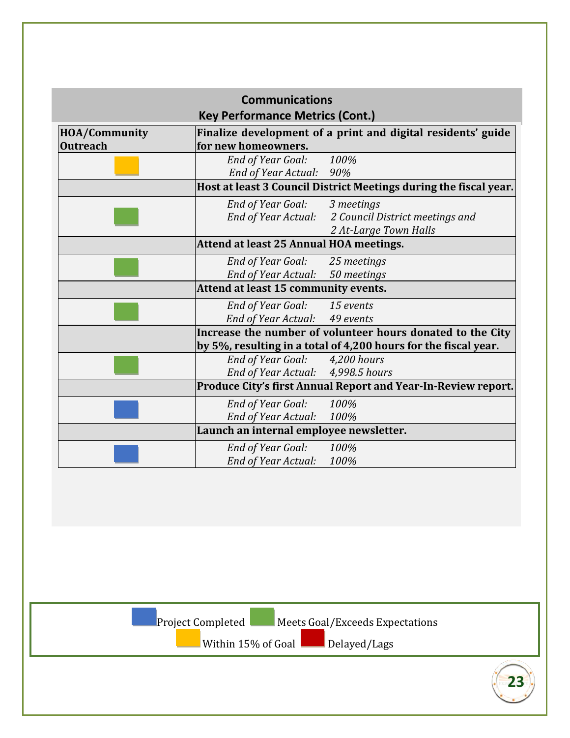## Communications
### Key Performance Metrics (Cont.)

| HOA/Community Outreach | Finalize development of a print and digital residents' guide for new homeowners. |
|---|---|
| Within 15% of Goal | *End of Year Goal: 100%*<br>*End of Year Actual: 90%* |
| | **Host at least 3 Council District Meetings during the fiscal year.** |
| Meets Goal/Exceeds Expectations | *End of Year Goal: 3 meetings*<br>*End of Year Actual: 2 Council District meetings and 2 At-Large Town Halls* |
| | **Attend at least 25 Annual HOA meetings.** |
| Meets Goal/Exceeds Expectations | *End of Year Goal: 25 meetings*<br>*End of Year Actual: 50 meetings* |
| | **Attend at least 15 community events.** |
| Meets Goal/Exceeds Expectations | *End of Year Goal: 15 events*<br>*End of Year Actual: 49 events* |
| | **Increase the number of volunteer hours donated to the City by 5%, resulting in a total of 4,200 hours for the fiscal year.** |
| Meets Goal/Exceeds Expectations | *End of Year Goal: 4,200 hours*<br>*End of Year Actual: 4,998.5 hours* |
| | **Produce City's first Annual Report and Year-In-Review report.** |
| Project Completed | *End of Year Goal: 100%*<br>*End of Year Actual: 100%* |
| | **Launch an internal employee newsletter.** |
| Project Completed | *End of Year Goal: 100%*<br>*End of Year Actual: 100%* |

Project Completed | Meets Goal/Exceeds Expectations | Within 15% of Goal | Delayed/Lags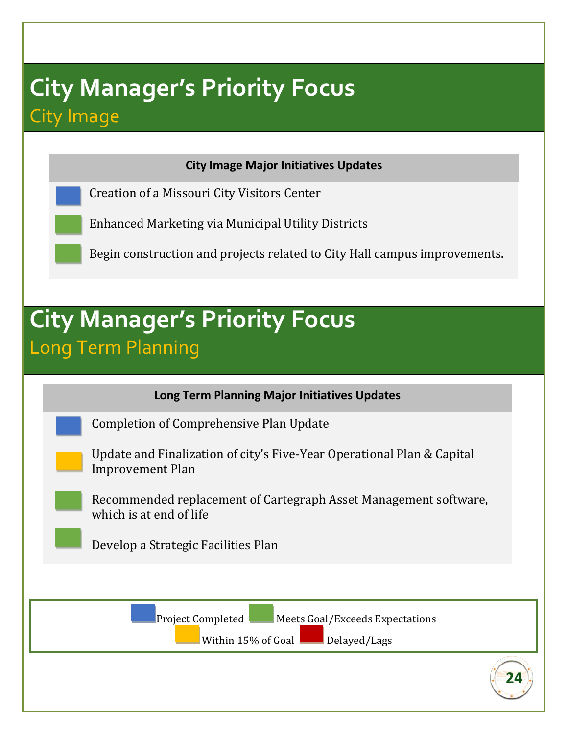# City Manager's Priority Focus

## City Image

**City Image Major Initiatives Updates**

| Status | Initiative |
| --- | --- |
| Project Completed | Creation of a Missouri City Visitors Center |
| Meets Goal/Exceeds Expectations | Enhanced Marketing via Municipal Utility Districts |
| Meets Goal/Exceeds Expectations | Begin construction and projects related to City Hall campus improvements. |

# City Manager's Priority Focus

## Long Term Planning

**Long Term Planning Major Initiatives Updates**

| Status | Initiative |
| --- | --- |
| Project Completed | Completion of Comprehensive Plan Update |
| Within 15% of Goal | Update and Finalization of city's Five-Year Operational Plan & Capital Improvement Plan |
| Meets Goal/Exceeds Expectations | Recommended replacement of Cartegraph Asset Management software, which is at end of life |
| Meets Goal/Exceeds Expectations | Develop a Strategic Facilities Plan |

Legend: Project Completed (blue) | Meets Goal/Exceeds Expectations (green) | Within 15% of Goal (yellow) | Delayed/Lags (red)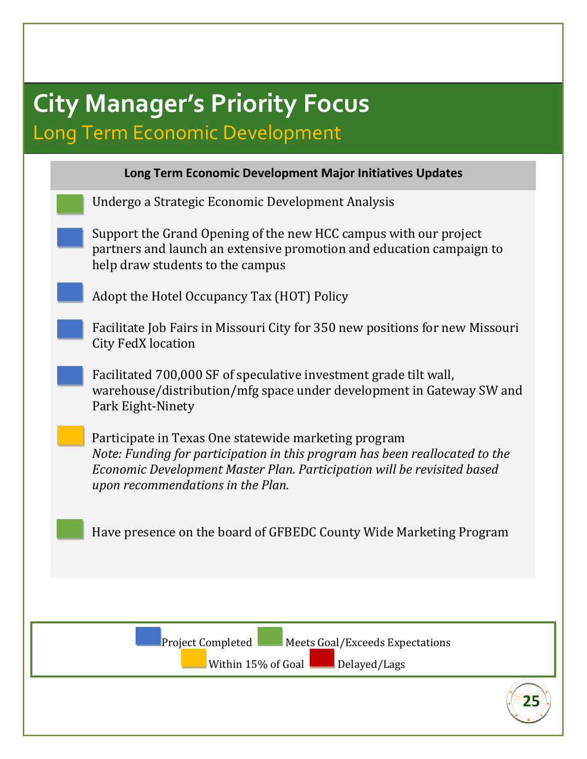# City Manager's Priority Focus

## Long Term Economic Development

### Long Term Economic Development Major Initiatives Updates

- Undergo a Strategic Economic Development Analysis
- Support the Grand Opening of the new HCC campus with our project partners and launch an extensive promotion and education campaign to help draw students to the campus
- Adopt the Hotel Occupancy Tax (HOT) Policy
- Facilitate Job Fairs in Missouri City for 350 new positions for new Missouri City FedX location
- Facilitated 700,000 SF of speculative investment grade tilt wall, warehouse/distribution/mfg space under development in Gateway SW and Park Eight-Ninety
- Participate in Texas One statewide marketing program
  *Note: Funding for participation in this program has been reallocated to the Economic Development Master Plan. Participation will be revisited based upon recommendations in the Plan.*
- Have presence on the board of GFBEDC County Wide Marketing Program

Project Completed | Meets Goal/Exceeds Expectations | Within 15% of Goal | Delayed/Lags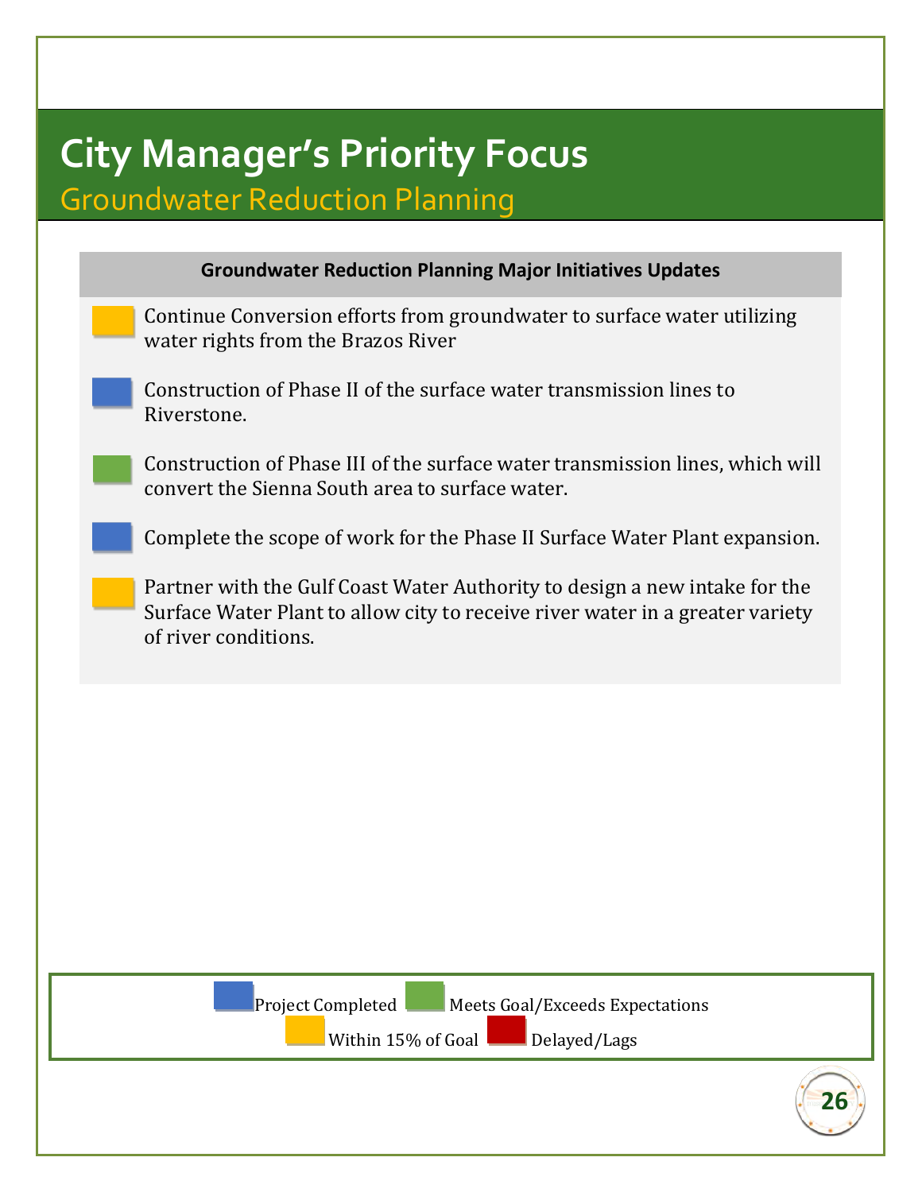# City Manager's Priority Focus

## Groundwater Reduction Planning

**Groundwater Reduction Planning Major Initiatives Updates**

- (Within 15% of Goal) Continue Conversion efforts from groundwater to surface water utilizing water rights from the Brazos River
- (Project Completed) Construction of Phase II of the surface water transmission lines to Riverstone.
- (Meets Goal/Exceeds Expectations) Construction of Phase III of the surface water transmission lines, which will convert the Sienna South area to surface water.
- (Project Completed) Complete the scope of work for the Phase II Surface Water Plant expansion.
- (Within 15% of Goal) Partner with the Gulf Coast Water Authority to design a new intake for the Surface Water Plant to allow city to receive river water in a greater variety of river conditions.

Legend: Project Completed | Meets Goal/Exceeds Expectations | Within 15% of Goal | Delayed/Lags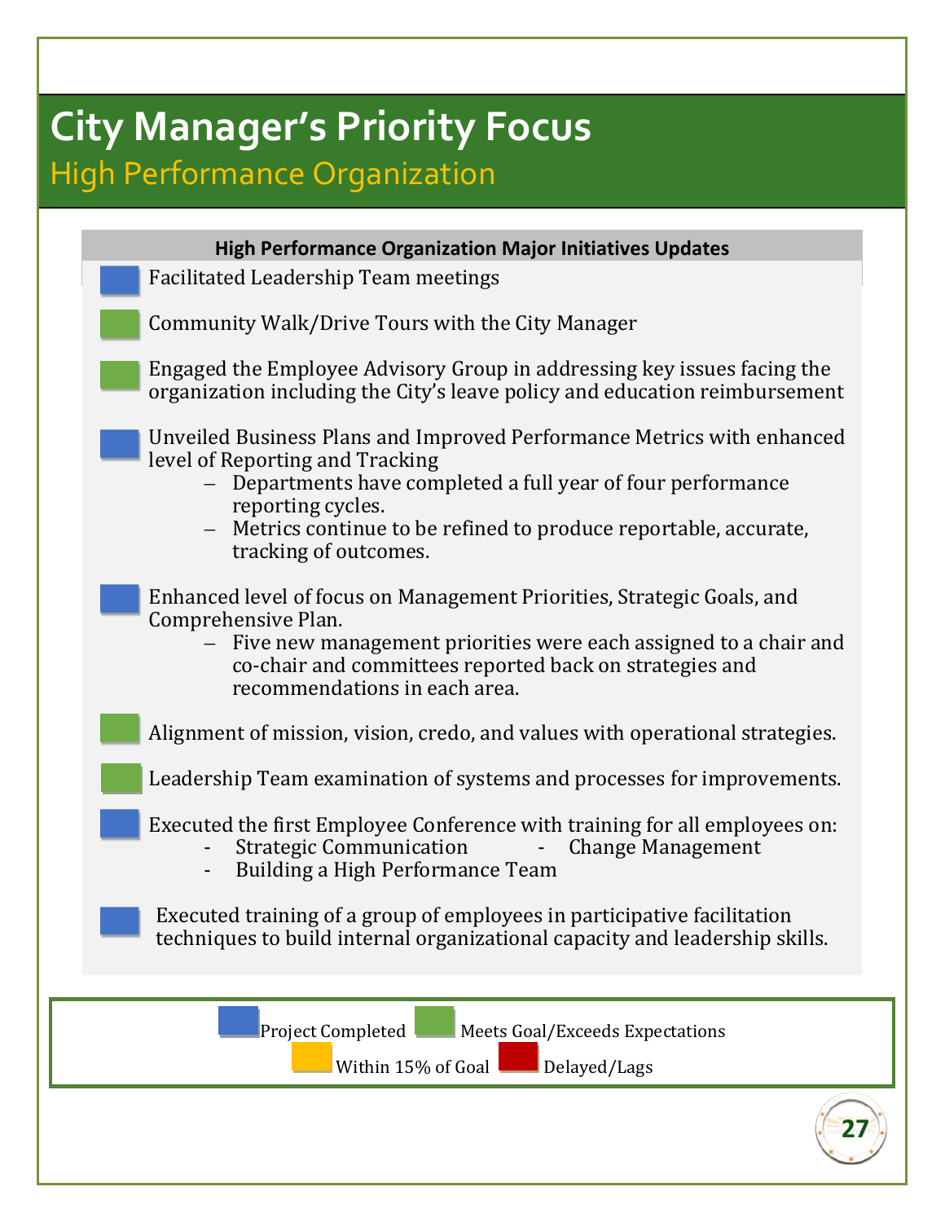# City Manager's Priority Focus

## High Performance Organization

**High Performance Organization Major Initiatives Updates**

- Facilitated Leadership Team meetings
- Community Walk/Drive Tours with the City Manager
- Engaged the Employee Advisory Group in addressing key issues facing the organization including the City's leave policy and education reimbursement
- Unveiled Business Plans and Improved Performance Metrics with enhanced level of Reporting and Tracking
  - Departments have completed a full year of four performance reporting cycles.
  - Metrics continue to be refined to produce reportable, accurate, tracking of outcomes.
- Enhanced level of focus on Management Priorities, Strategic Goals, and Comprehensive Plan.
  - Five new management priorities were each assigned to a chair and co-chair and committees reported back on strategies and recommendations in each area.
- Alignment of mission, vision, credo, and values with operational strategies.
- Leadership Team examination of systems and processes for improvements.
- Executed the first Employee Conference with training for all employees on:
  - Strategic Communication
  - Change Management
  - Building a High Performance Team
- Executed training of a group of employees in participative facilitation techniques to build internal organizational capacity and leadership skills.

Project Completed | Meets Goal/Exceeds Expectations | Within 15% of Goal | Delayed/Lags